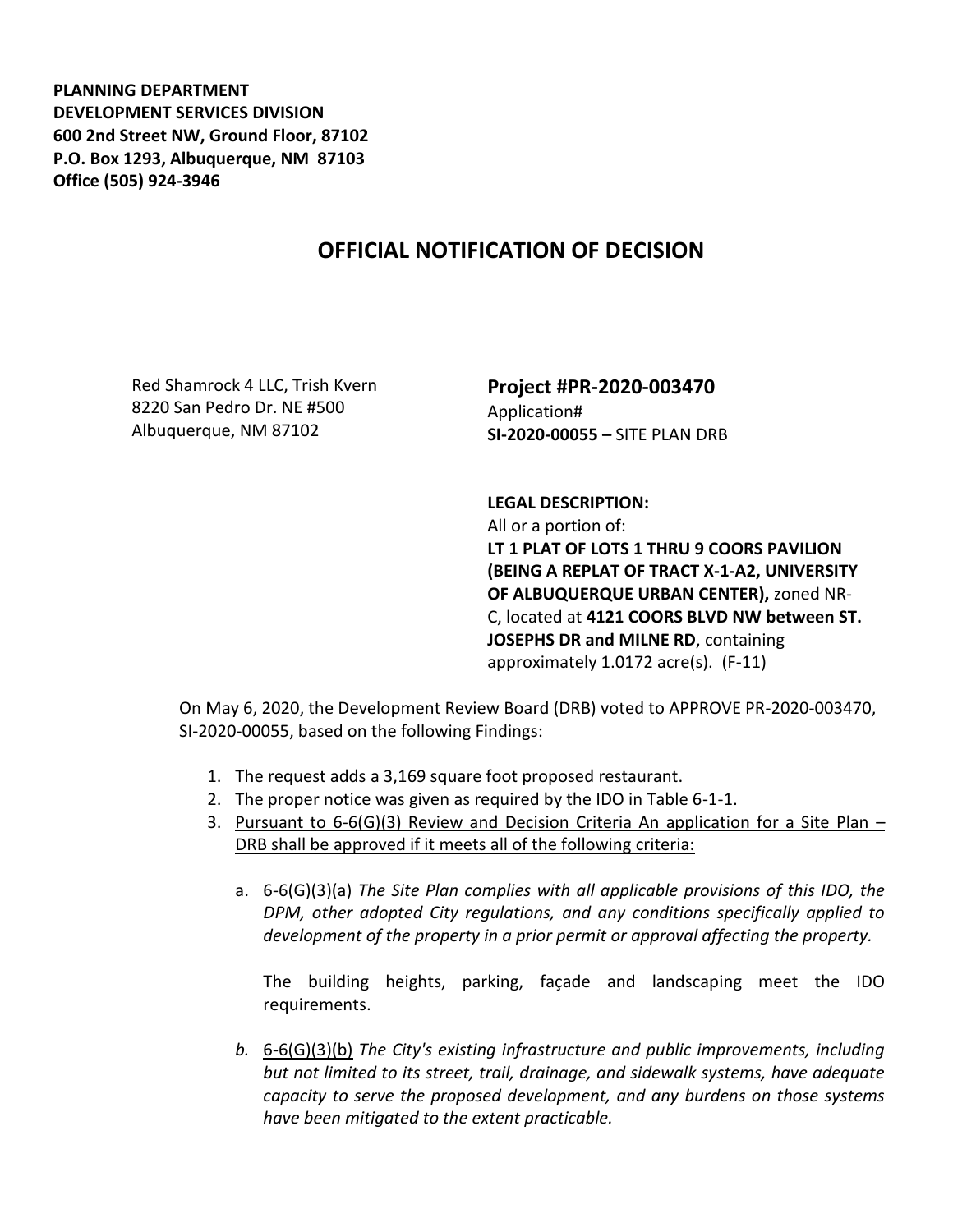**PLANNING DEPARTMENT**
**DEVELOPMENT SERVICES DIVISION**
**600 2nd Street NW, Ground Floor, 87102**
**P.O. Box 1293, Albuquerque, NM 87103**
**Office (505) 924-3946**

# OFFICIAL NOTIFICATION OF DECISION

Red Shamrock 4 LLC, Trish Kvern
8220 San Pedro Dr. NE #500
Albuquerque, NM 87102

**Project #PR-2020-003470**
Application#
**SI-2020-00055 –** SITE PLAN DRB

**LEGAL DESCRIPTION:**
All or a portion of:
**LT 1 PLAT OF LOTS 1 THRU 9 COORS PAVILION (BEING A REPLAT OF TRACT X-1-A2, UNIVERSITY OF ALBUQUERQUE URBAN CENTER),** zoned NR-C, located at **4121 COORS BLVD NW between ST. JOSEPHS DR and MILNE RD**, containing approximately 1.0172 acre(s). (F-11)

On May 6, 2020, the Development Review Board (DRB) voted to APPROVE PR-2020-003470, SI-2020-00055, based on the following Findings:

1. The request adds a 3,169 square foot proposed restaurant.
2. The proper notice was given as required by the IDO in Table 6-1-1.
3. Pursuant to 6-6(G)(3) Review and Decision Criteria An application for a Site Plan – DRB shall be approved if it meets all of the following criteria:

   a. 6-6(G)(3)(a) *The Site Plan complies with all applicable provisions of this IDO, the DPM, other adopted City regulations, and any conditions specifically applied to development of the property in a prior permit or approval affecting the property.*

      The building heights, parking, façade and landscaping meet the IDO requirements.

   *b.* 6-6(G)(3)(b) *The City's existing infrastructure and public improvements, including but not limited to its street, trail, drainage, and sidewalk systems, have adequate capacity to serve the proposed development, and any burdens on those systems have been mitigated to the extent practicable.*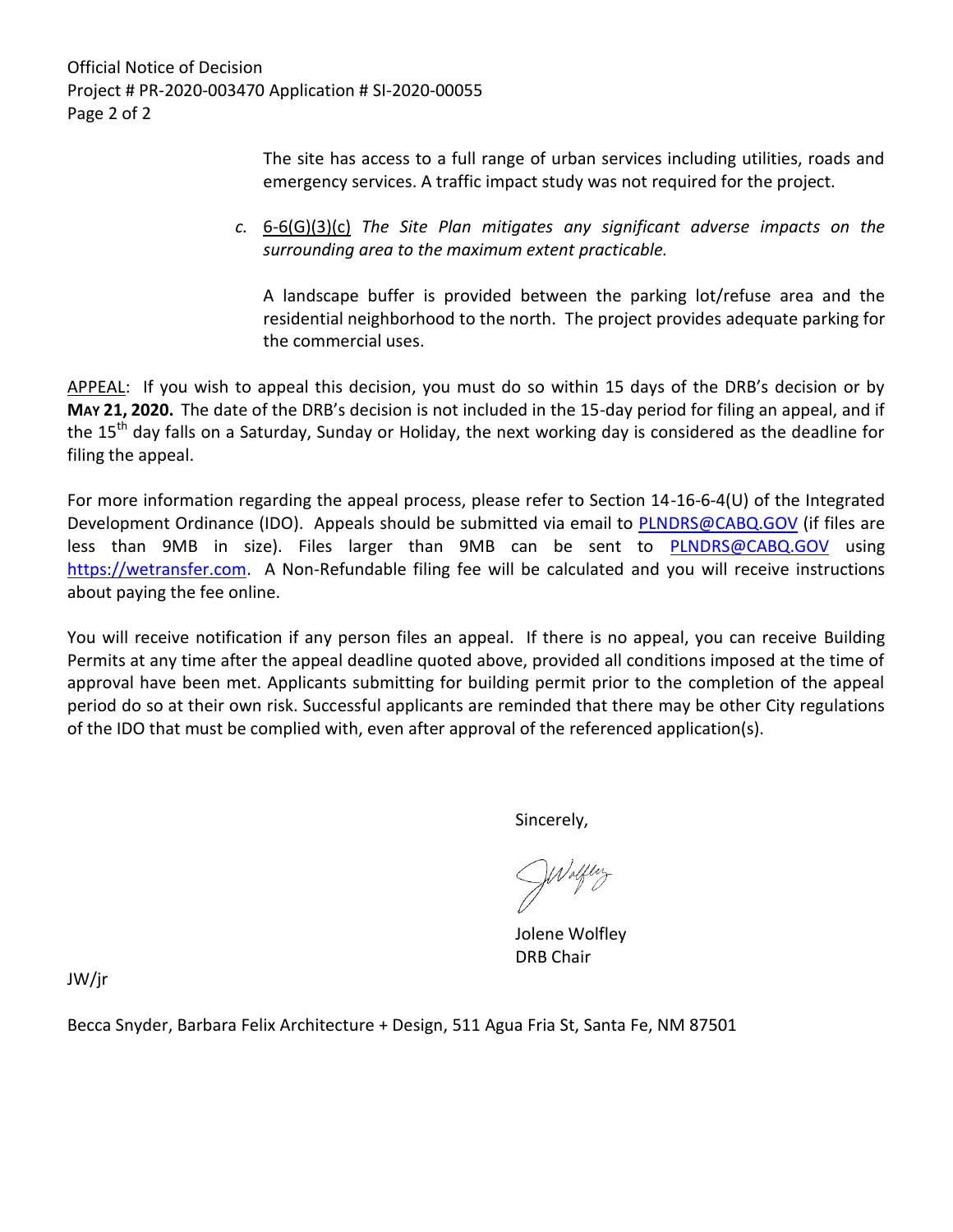The site has access to a full range of urban services including utilities, roads and emergency services. A traffic impact study was not required for the project.

*c.* 6-6(G)(3)(c) *The Site Plan mitigates any significant adverse impacts on the surrounding area to the maximum extent practicable.*

A landscape buffer is provided between the parking lot/refuse area and the residential neighborhood to the north. The project provides adequate parking for the commercial uses.

APPEAL: If you wish to appeal this decision, you must do so within 15 days of the DRB's decision or by **MAY 21, 2020.** The date of the DRB's decision is not included in the 15-day period for filing an appeal, and if the 15th day falls on a Saturday, Sunday or Holiday, the next working day is considered as the deadline for filing the appeal.

For more information regarding the appeal process, please refer to Section 14-16-6-4(U) of the Integrated Development Ordinance (IDO). Appeals should be submitted via email to PLNDRS@CABQ.GOV (if files are less than 9MB in size). Files larger than 9MB can be sent to PLNDRS@CABQ.GOV using https://wetransfer.com. A Non-Refundable filing fee will be calculated and you will receive instructions about paying the fee online.

You will receive notification if any person files an appeal. If there is no appeal, you can receive Building Permits at any time after the appeal deadline quoted above, provided all conditions imposed at the time of approval have been met. Applicants submitting for building permit prior to the completion of the appeal period do so at their own risk. Successful applicants are reminded that there may be other City regulations of the IDO that must be complied with, even after approval of the referenced application(s).

Sincerely,

Jolene Wolfley
DRB Chair

JW/jr

Becca Snyder, Barbara Felix Architecture + Design, 511 Agua Fria St, Santa Fe, NM 87501